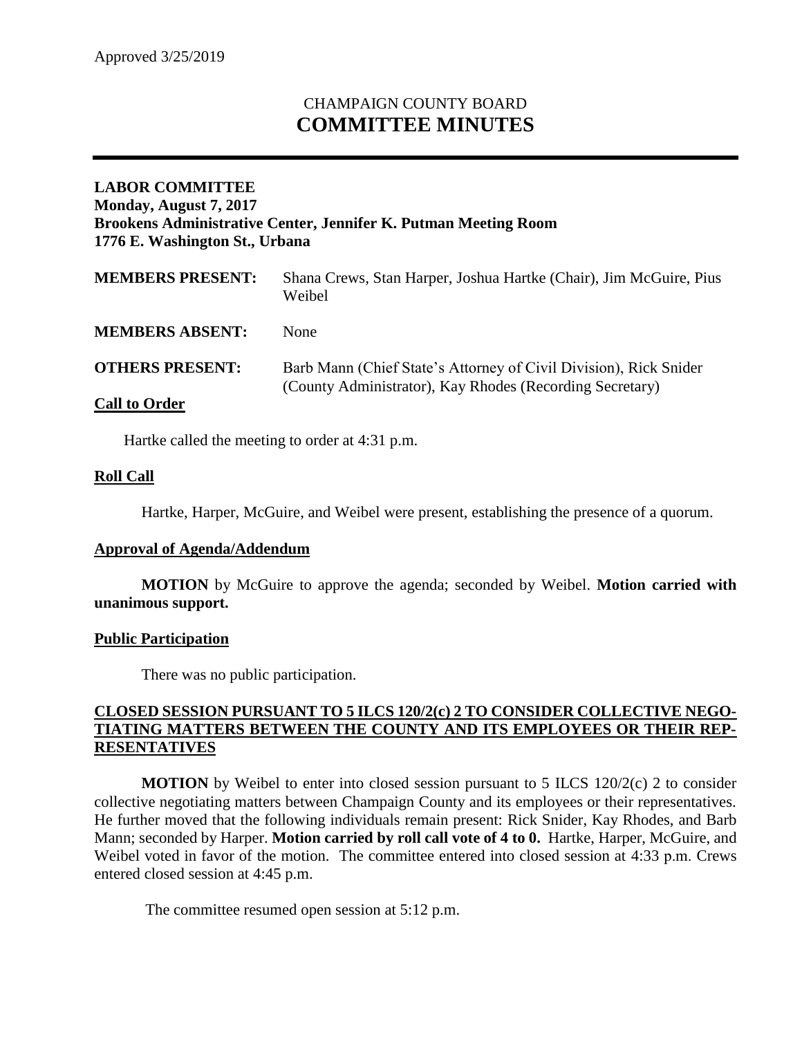Approved 3/25/2019

# CHAMPAIGN COUNTY BOARD
# COMMITTEE MINUTES

**LABOR COMMITTEE**
**Monday, August 7, 2017**
**Brookens Administrative Center, Jennifer K. Putman Meeting Room**
**1776 E. Washington St., Urbana**

| | |
|---|---|
| **MEMBERS PRESENT:** | Shana Crews, Stan Harper, Joshua Hartke (Chair), Jim McGuire, Pius Weibel |
| **MEMBERS ABSENT:** | None |
| **OTHERS PRESENT:** | Barb Mann (Chief State's Attorney of Civil Division), Rick Snider (County Administrator), Kay Rhodes (Recording Secretary) |

## Call to Order

Hartke called the meeting to order at 4:31 p.m.

## Roll Call

Hartke, Harper, McGuire, and Weibel were present, establishing the presence of a quorum.

## Approval of Agenda/Addendum

**MOTION** by McGuire to approve the agenda; seconded by Weibel. **Motion carried with unanimous support.**

## Public Participation

There was no public participation.

## CLOSED SESSION PURSUANT TO 5 ILCS 120/2(c) 2 TO CONSIDER COLLECTIVE NEGOTIATING MATTERS BETWEEN THE COUNTY AND ITS EMPLOYEES OR THEIR REPRESENTATIVES

**MOTION** by Weibel to enter into closed session pursuant to 5 ILCS 120/2(c) 2 to consider collective negotiating matters between Champaign County and its employees or their representatives. He further moved that the following individuals remain present: Rick Snider, Kay Rhodes, and Barb Mann; seconded by Harper. **Motion carried by roll call vote of 4 to 0.** Hartke, Harper, McGuire, and Weibel voted in favor of the motion. The committee entered into closed session at 4:33 p.m. Crews entered closed session at 4:45 p.m.

The committee resumed open session at 5:12 p.m.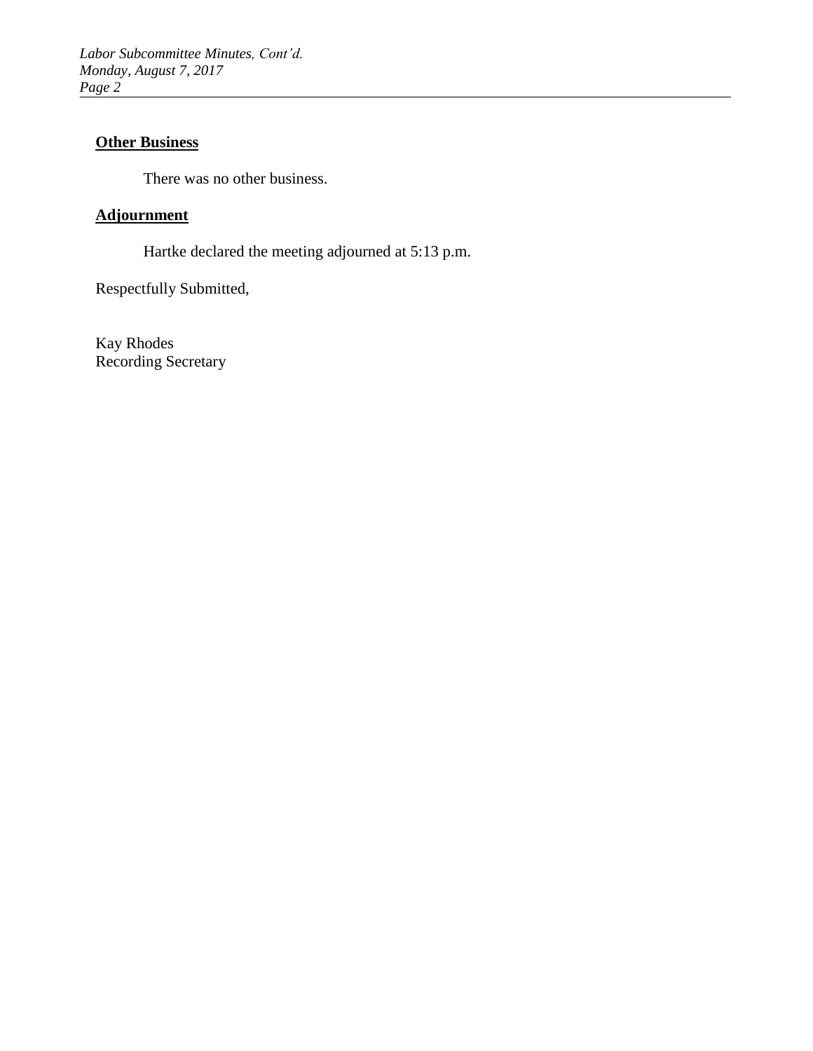**Other Business**

There was no other business.

**Adjournment**

Hartke declared the meeting adjourned at 5:13 p.m.

Respectfully Submitted,

Kay Rhodes
Recording Secretary